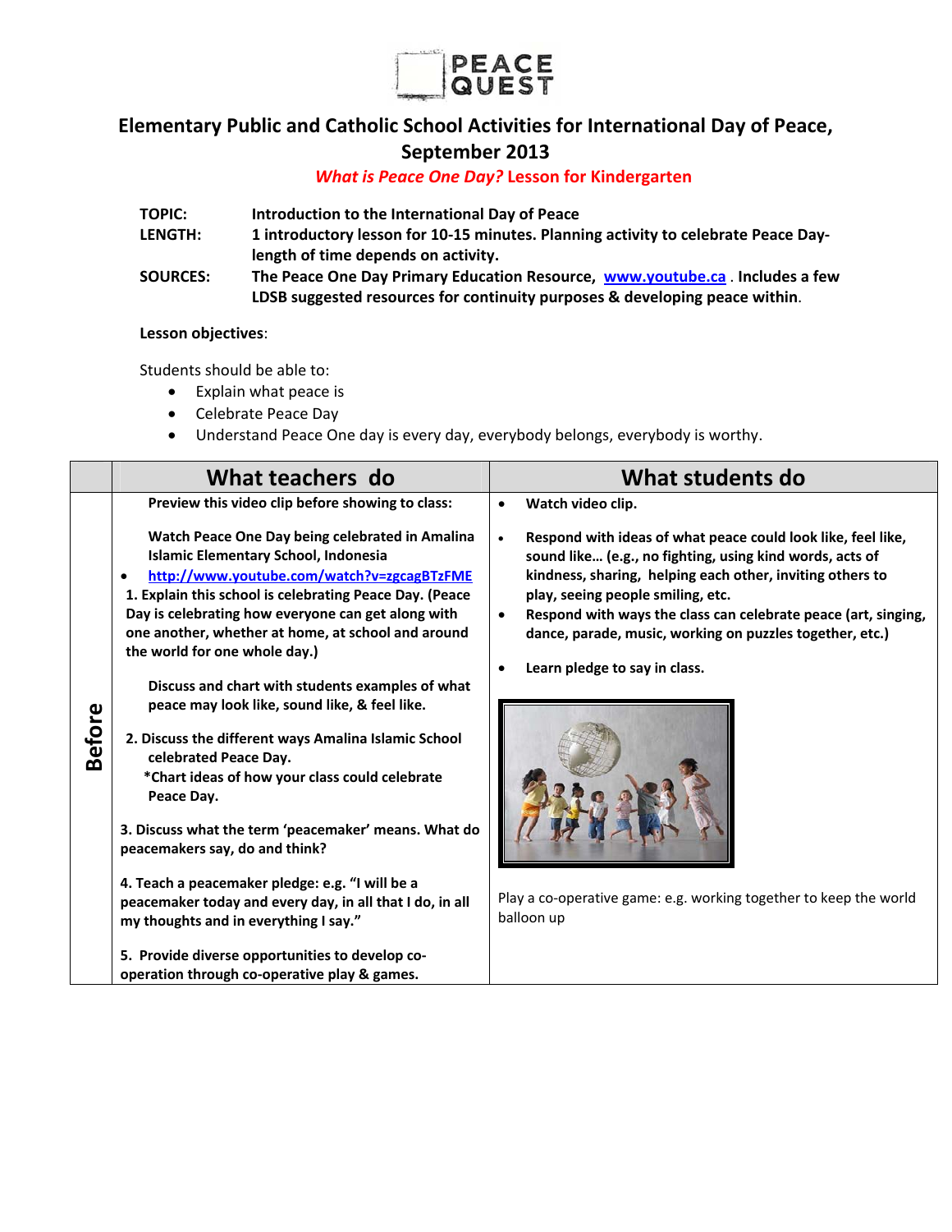PEACE QUEST

# Elementary Public and Catholic School Activities for International Day of Peace, September 2013

## *What is Peace One Day?* Lesson for Kindergarten

**TOPIC:** Introduction to the International Day of Peace

**LENGTH:** 1 introductory lesson for 10-15 minutes. Planning activity to celebrate Peace Day-length of time depends on activity.

**SOURCES:** The Peace One Day Primary Education Resource, [www.youtube.ca](www.youtube.ca) . Includes a few LDSB suggested resources for continuity purposes & developing peace within.

**Lesson objectives**:

Students should be able to:

- Explain what peace is
- Celebrate Peace Day
- Understand Peace One day is every day, everybody belongs, everybody is worthy.

| | What teachers do | What students do |
|---|---|---|
| **Before** | **Preview this video clip before showing to class:**<br><br>**Watch Peace One Day being celebrated in Amalina Islamic Elementary School, Indonesia**<br>• [http://www.youtube.com/watch?v=zgcagBTzFME](http://www.youtube.com/watch?v=zgcagBTzFME)<br>**1. Explain this school is celebrating Peace Day. (Peace Day is celebrating how everyone can get along with one another, whether at home, at school and around the world for one whole day.)**<br><br>**Discuss and chart with students examples of what peace may look like, sound like, & feel like.**<br><br>**2. Discuss the different ways Amalina Islamic School celebrated Peace Day.**<br>**\*Chart ideas of how your class could celebrate Peace Day.**<br><br>**3. Discuss what the term 'peacemaker' means. What do peacemakers say, do and think?**<br><br>**4. Teach a peacemaker pledge: e.g. "I will be a peacemaker today and every day, in all that I do, in all my thoughts and in everything I say."**<br><br>**5. Provide diverse opportunities to develop co-operation through co-operative play & games.** | • **Watch video clip.**<br><br>• **Respond with ideas of what peace could look like, feel like, sound like… (e.g., no fighting, using kind words, acts of kindness, sharing, helping each other, inviting others to play, seeing people smiling, etc.**<br>• **Respond with ways the class can celebrate peace (art, singing, dance, parade, music, working on puzzles together, etc.)**<br><br>• **Learn pledge to say in class.**<br><br>Play a co-operative game: e.g. working together to keep the world balloon up |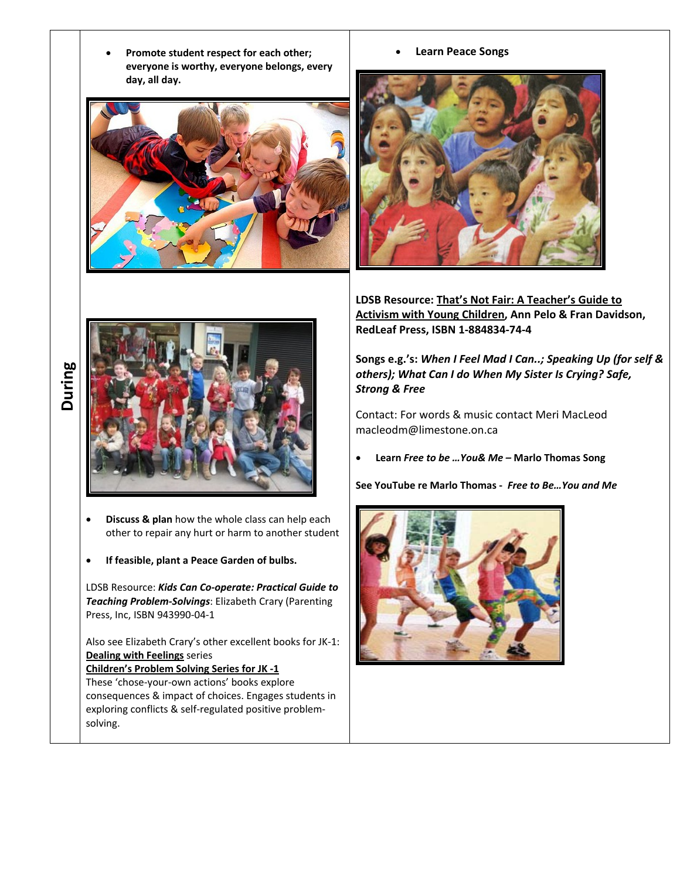**During**

- **Promote student respect for each other; everyone is worthy, everyone belongs, every day, all day.**

- **Discuss & plan** how the whole class can help each other to repair any hurt or harm to another student

- **If feasible, plant a Peace Garden of bulbs.**

LDSB Resource: ***Kids Can Co-operate: Practical Guide to Teaching Problem-Solvings***: Elizabeth Crary (Parenting Press, Inc, ISBN 943990-04-1

Also see Elizabeth Crary's other excellent books for JK-1:
**Dealing with Feelings** series
**Children's Problem Solving Series for JK -1**
These 'chose-your-own actions' books explore consequences & impact of choices. Engages students in exploring conflicts & self-regulated positive problem-solving.

- **Learn Peace Songs**

**LDSB Resource: That's Not Fair: A Teacher's Guide to Activism with Young Children, Ann Pelo & Fran Davidson, RedLeaf Press, ISBN 1-884834-74-4**

**Songs e.g.'s: *When I Feel Mad I Can..; Speaking Up (for self & others); What Can I do When My Sister Is Crying? Safe, Strong & Free***

Contact: For words & music contact Meri MacLeod macleodm@limestone.on.ca

- **Learn *Free to be …You& Me* – Marlo Thomas Song**

**See YouTube re Marlo Thomas - *Free to Be…You and Me***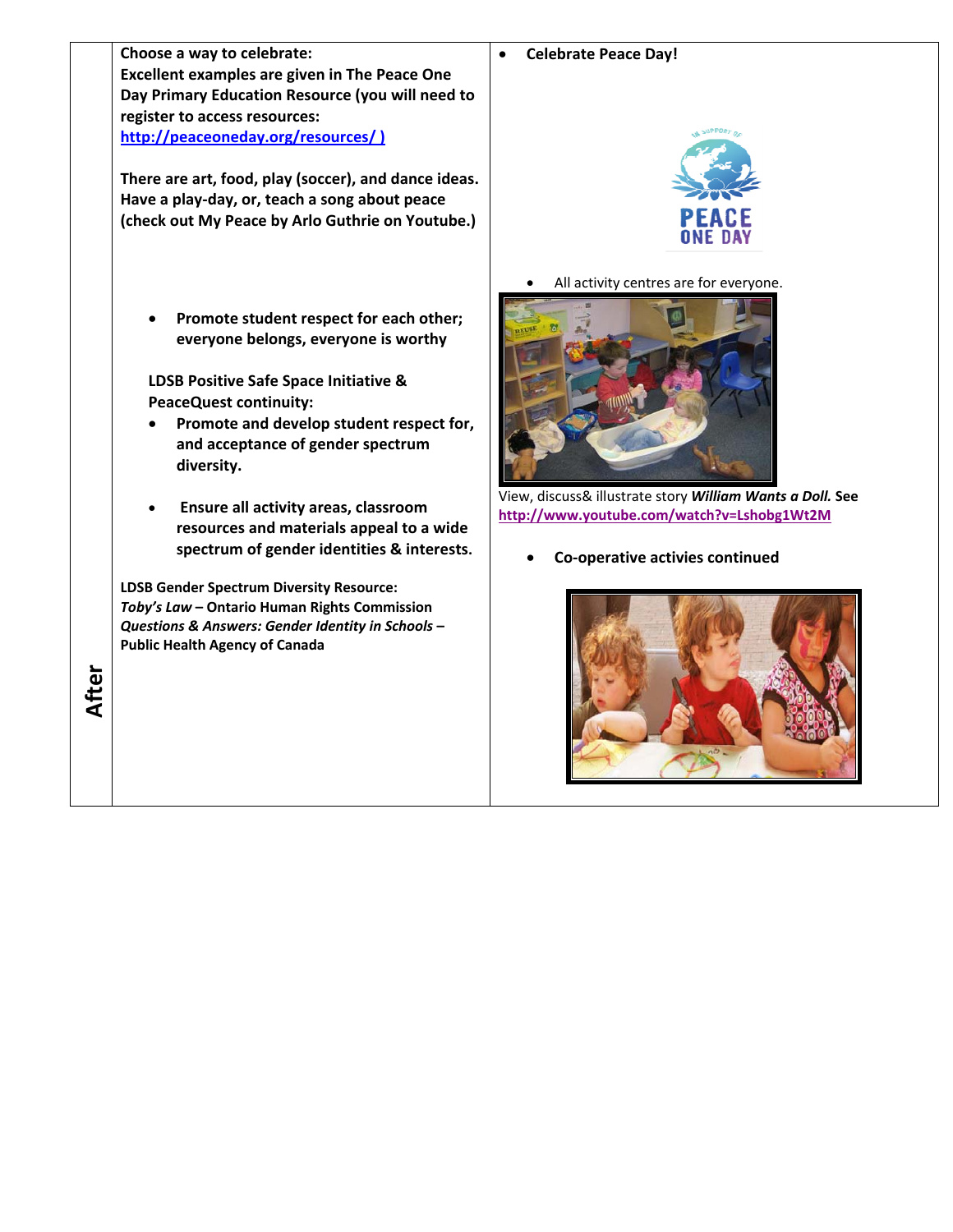| | | |
|---|---|---|
| After | **Choose a way to celebrate:**<br>**Excellent examples are given in The Peace One Day Primary Education Resource (you will need to register to access resources: http://peaceoneday.org/resources/ )**<br><br>**There are art, food, play (soccer), and dance ideas. Have a play-day, or, teach a song about peace (check out My Peace by Arlo Guthrie on Youtube.)**<br><br>• **Promote student respect for each other; everyone belongs, everyone is worthy**<br><br>**LDSB Positive Safe Space Initiative & PeaceQuest continuity:**<br>• **Promote and develop student respect for, and acceptance of gender spectrum diversity.**<br><br>• **Ensure all activity areas, classroom resources and materials appeal to a wide spectrum of gender identities & interests.**<br><br>**LDSB Gender Spectrum Diversity Resource:**<br>***Toby's Law*** **– Ontario Human Rights Commission**<br>***Questions & Answers: Gender Identity in Schools*** **– Public Health Agency of Canada** | • **Celebrate Peace Day!**<br><br>IN SUPPORT OF PEACE ONE DAY<br><br>• All activity centres are for everyone.<br><br>View, discuss& illustrate story ***William Wants a Doll.*** **See http://www.youtube.com/watch?v=Lshobg1Wt2M**<br><br>• **Co-operative activies continued** |